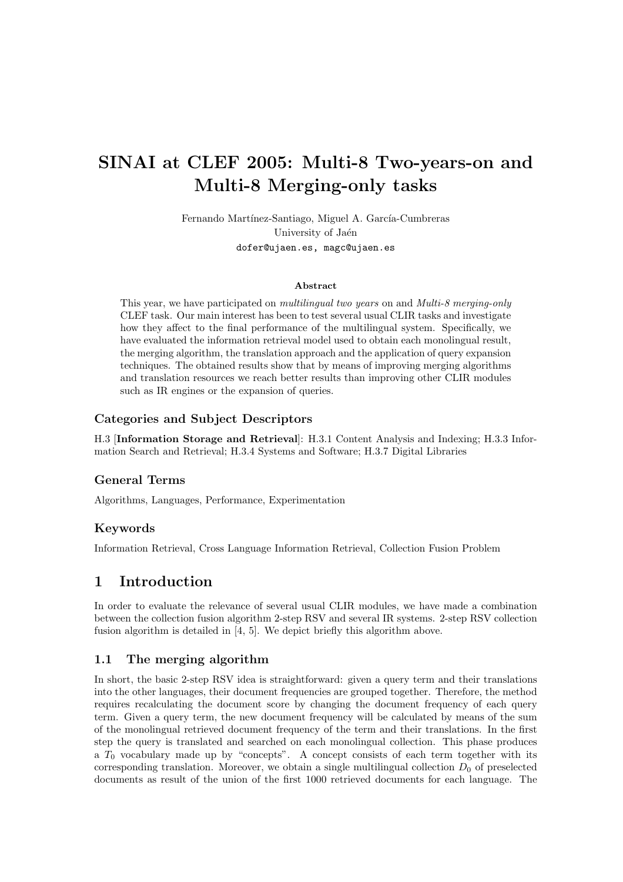# SINAI at CLEF 2005: Multi-8 Two-years-on and Multi-8 Merging-only tasks

Fernando Martínez-Santiago, Miguel A. García-Cumbreras
University of Jaén
`dofer@ujaen.es, magc@ujaen.es`

### Abstract

This year, we have participated on *multilingual two years* on and *Multi-8 merging-only* CLEF task. Our main interest has been to test several usual CLIR tasks and investigate how they affect to the final performance of the multilingual system. Specifically, we have evaluated the information retrieval model used to obtain each monolingual result, the merging algorithm, the translation approach and the application of query expansion techniques. The obtained results show that by means of improving merging algorithms and translation resources we reach better results than improving other CLIR modules such as IR engines or the expansion of queries.

### Categories and Subject Descriptors

H.3 [**Information Storage and Retrieval**]: H.3.1 Content Analysis and Indexing; H.3.3 Information Search and Retrieval; H.3.4 Systems and Software; H.3.7 Digital Libraries

### General Terms

Algorithms, Languages, Performance, Experimentation

### Keywords

Information Retrieval, Cross Language Information Retrieval, Collection Fusion Problem

## 1 Introduction

In order to evaluate the relevance of several usual CLIR modules, we have made a combination between the collection fusion algorithm 2-step RSV and several IR systems. 2-step RSV collection fusion algorithm is detailed in [4, 5]. We depict briefly this algorithm above.

### 1.1 The merging algorithm

In short, the basic 2-step RSV idea is straightforward: given a query term and their translations into the other languages, their document frequencies are grouped together. Therefore, the method requires recalculating the document score by changing the document frequency of each query term. Given a query term, the new document frequency will be calculated by means of the sum of the monolingual retrieved document frequency of the term and their translations. In the first step the query is translated and searched on each monolingual collection. This phase produces a $T_0$ vocabulary made up by "concepts". A concept consists of each term together with its corresponding translation. Moreover, we obtain a single multilingual collection $D_0$ of preselected documents as result of the union of the first 1000 retrieved documents for each language. The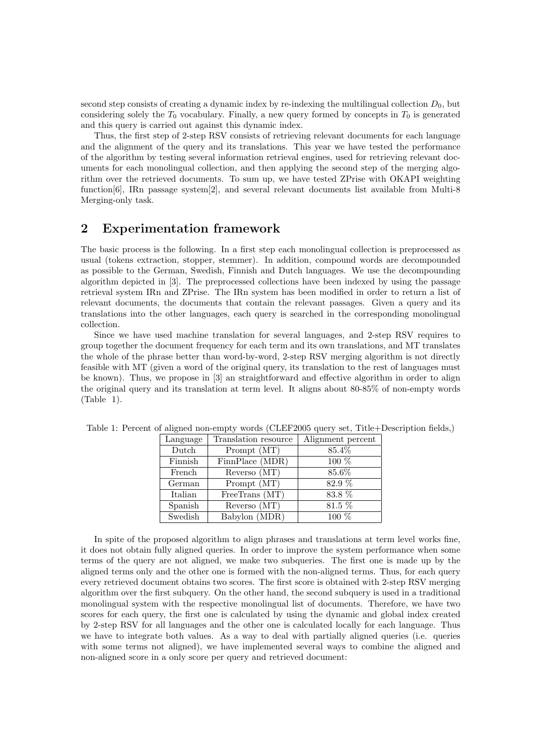second step consists of creating a dynamic index by re-indexing the multilingual collection $D_0$, but considering solely the $T_0$ vocabulary. Finally, a new query formed by concepts in $T_0$ is generated and this query is carried out against this dynamic index.

Thus, the first step of 2-step RSV consists of retrieving relevant documents for each language and the alignment of the query and its translations. This year we have tested the performance of the algorithm by testing several information retrieval engines, used for retrieving relevant documents for each monolingual collection, and then applying the second step of the merging algorithm over the retrieved documents. To sum up, we have tested ZPrise with OKAPI weighting function[6], IRn passage system[2], and several relevant documents list available from Multi-8 Merging-only task.

## 2 Experimentation framework

The basic process is the following. In a first step each monolingual collection is preprocessed as usual (tokens extraction, stopper, stemmer). In addition, compound words are decompounded as possible to the German, Swedish, Finnish and Dutch languages. We use the decompounding algorithm depicted in [3]. The preprocessed collections have been indexed by using the passage retrieval system IRn and ZPrise. The IRn system has been modified in order to return a list of relevant documents, the documents that contain the relevant passages. Given a query and its translations into the other languages, each query is searched in the corresponding monolingual collection.

Since we have used machine translation for several languages, and 2-step RSV requires to group together the document frequency for each term and its own translations, and MT translates the whole of the phrase better than word-by-word, 2-step RSV merging algorithm is not directly feasible with MT (given a word of the original query, its translation to the rest of languages must be known). Thus, we propose in [3] an straightforward and effective algorithm in order to align the original query and its translation at term level. It aligns about 80-85% of non-empty words (Table 1).

Table 1: Percent of aligned non-empty words (CLEF2005 query set, Title+Description fields,)

| Language | Translation resource | Alignment percent |
|---|---|---|
| Dutch | Prompt (MT) | 85.4% |
| Finnish | FinnPlace (MDR) | 100 % |
| French | Reverso (MT) | 85.6% |
| German | Prompt (MT) | 82.9 % |
| Italian | FreeTrans (MT) | 83.8 % |
| Spanish | Reverso (MT) | 81.5 % |
| Swedish | Babylon (MDR) | 100 % |

In spite of the proposed algorithm to align phrases and translations at term level works fine, it does not obtain fully aligned queries. In order to improve the system performance when some terms of the query are not aligned, we make two subqueries. The first one is made up by the aligned terms only and the other one is formed with the non-aligned terms. Thus, for each query every retrieved document obtains two scores. The first score is obtained with 2-step RSV merging algorithm over the first subquery. On the other hand, the second subquery is used in a traditional monolingual system with the respective monolingual list of documents. Therefore, we have two scores for each query, the first one is calculated by using the dynamic and global index created by 2-step RSV for all languages and the other one is calculated locally for each language. Thus we have to integrate both values. As a way to deal with partially aligned queries (i.e. queries with some terms not aligned), we have implemented several ways to combine the aligned and non-aligned score in a only score per query and retrieved document: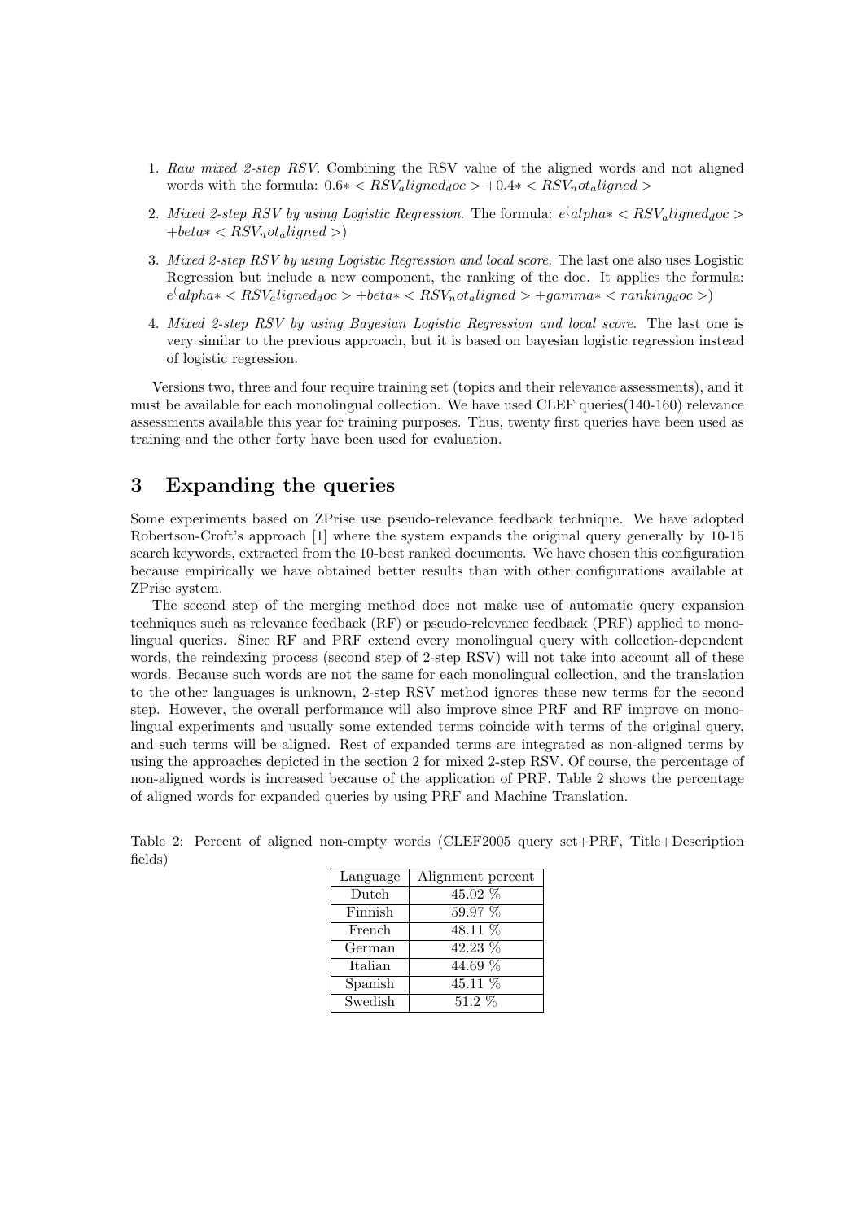1. *Raw mixed 2-step RSV.* Combining the RSV value of the aligned words and not aligned words with the formula: $0.6* < RSV_aligned_doc > +0.4* < RSV_not_aligned >$

2. *Mixed 2-step RSV by using Logistic Regression.* The formula: $e^(alpha* < RSV_aligned_doc > +beta* < RSV_not_aligned >)$

3. *Mixed 2-step RSV by using Logistic Regression and local score.* The last one also uses Logistic Regression but include a new component, the ranking of the doc. It applies the formula: $e^(alpha* < RSV_aligned_doc > +beta* < RSV_not_aligned > +gamma* < ranking_doc >)$

4. *Mixed 2-step RSV by using Bayesian Logistic Regression and local score.* The last one is very similar to the previous approach, but it is based on bayesian logistic regression instead of logistic regression.

Versions two, three and four require training set (topics and their relevance assessments), and it must be available for each monolingual collection. We have used CLEF queries(140-160) relevance assessments available this year for training purposes. Thus, twenty first queries have been used as training and the other forty have been used for evaluation.

# 3 Expanding the queries

Some experiments based on ZPrise use pseudo-relevance feedback technique. We have adopted Robertson-Croft's approach [1] where the system expands the original query generally by 10-15 search keywords, extracted from the 10-best ranked documents. We have chosen this configuration because empirically we have obtained better results than with other configurations available at ZPrise system.

The second step of the merging method does not make use of automatic query expansion techniques such as relevance feedback (RF) or pseudo-relevance feedback (PRF) applied to monolingual queries. Since RF and PRF extend every monolingual query with collection-dependent words, the reindexing process (second step of 2-step RSV) will not take into account all of these words. Because such words are not the same for each monolingual collection, and the translation to the other languages is unknown, 2-step RSV method ignores these new terms for the second step. However, the overall performance will also improve since PRF and RF improve on monolingual experiments and usually some extended terms coincide with terms of the original query, and such terms will be aligned. Rest of expanded terms are integrated as non-aligned terms by using the approaches depicted in the section 2 for mixed 2-step RSV. Of course, the percentage of non-aligned words is increased because of the application of PRF. Table 2 shows the percentage of aligned words for expanded queries by using PRF and Machine Translation.

Table 2: Percent of aligned non-empty words (CLEF2005 query set+PRF, Title+Description fields)

| Language | Alignment percent |
|---|---|
| Dutch | 45.02 % |
| Finnish | 59.97 % |
| French | 48.11 % |
| German | 42.23 % |
| Italian | 44.69 % |
| Spanish | 45.11 % |
| Swedish | 51.2 % |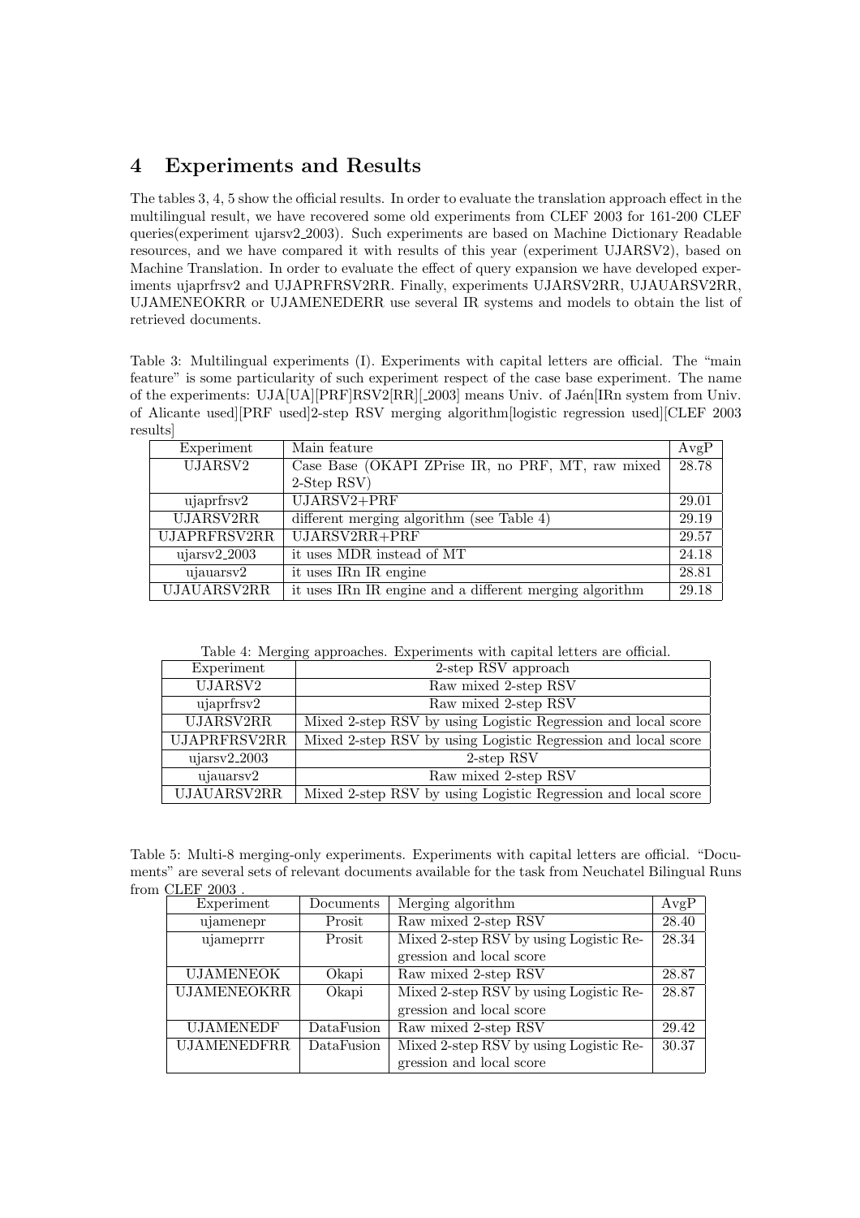## 4 Experiments and Results

The tables 3, 4, 5 show the official results. In order to evaluate the translation approach effect in the multilingual result, we have recovered some old experiments from CLEF 2003 for 161-200 CLEF queries(experiment ujarsv2_2003). Such experiments are based on Machine Dictionary Readable resources, and we have compared it with results of this year (experiment UJARSV2), based on Machine Translation. In order to evaluate the effect of query expansion we have developed experiments ujaprfrsv2 and UJAPRFRSV2RR. Finally, experiments UJARSV2RR, UJAUARSV2RR, UJAMENEOKRR or UJAMENEDERR use several IR systems and models to obtain the list of retrieved documents.

Table 3: Multilingual experiments (I). Experiments with capital letters are official. The "main feature" is some particularity of such experiment respect of the case base experiment. The name of the experiments: UJA[UA][PRF]RSV2[RR][_2003] means Univ. of Jaén[IRn system from Univ. of Alicante used][PRF used]2-step RSV merging algorithm[logistic regression used][CLEF 2003 results]

| Experiment | Main feature | AvgP |
|---|---|---|
| UJARSV2 | Case Base (OKAPI ZPrise IR, no PRF, MT, raw mixed 2-Step RSV) | 28.78 |
| ujaprfrsv2 | UJARSV2+PRF | 29.01 |
| UJARSV2RR | different merging algorithm (see Table 4) | 29.19 |
| UJAPRFRSV2RR | UJARSV2RR+PRF | 29.57 |
| ujarsv2_2003 | it uses MDR instead of MT | 24.18 |
| ujauarsv2 | it uses IRn IR engine | 28.81 |
| UJAUARSV2RR | it uses IRn IR engine and a different merging algorithm | 29.18 |

Table 4: Merging approaches. Experiments with capital letters are official.

| Experiment | 2-step RSV approach |
|---|---|
| UJARSV2 | Raw mixed 2-step RSV |
| ujaprfrsv2 | Raw mixed 2-step RSV |
| UJARSV2RR | Mixed 2-step RSV by using Logistic Regression and local score |
| UJAPRFRSV2RR | Mixed 2-step RSV by using Logistic Regression and local score |
| ujarsv2_2003 | 2-step RSV |
| ujauarsv2 | Raw mixed 2-step RSV |
| UJAUARSV2RR | Mixed 2-step RSV by using Logistic Regression and local score |

Table 5: Multi-8 merging-only experiments. Experiments with capital letters are official. "Documents" are several sets of relevant documents available for the task from Neuchatel Bilingual Runs from CLEF 2003 .

| Experiment | Documents | Merging algorithm | AvgP |
|---|---|---|---|
| ujamenepr | Prosit | Raw mixed 2-step RSV | 28.40 |
| ujameprrr | Prosit | Mixed 2-step RSV by using Logistic Regression and local score | 28.34 |
| UJAMENEOK | Okapi | Raw mixed 2-step RSV | 28.87 |
| UJAMENEOKRR | Okapi | Mixed 2-step RSV by using Logistic Regression and local score | 28.87 |
| UJAMENEDF | DataFusion | Raw mixed 2-step RSV | 29.42 |
| UJAMENEDFRR | DataFusion | Mixed 2-step RSV by using Logistic Regression and local score | 30.37 |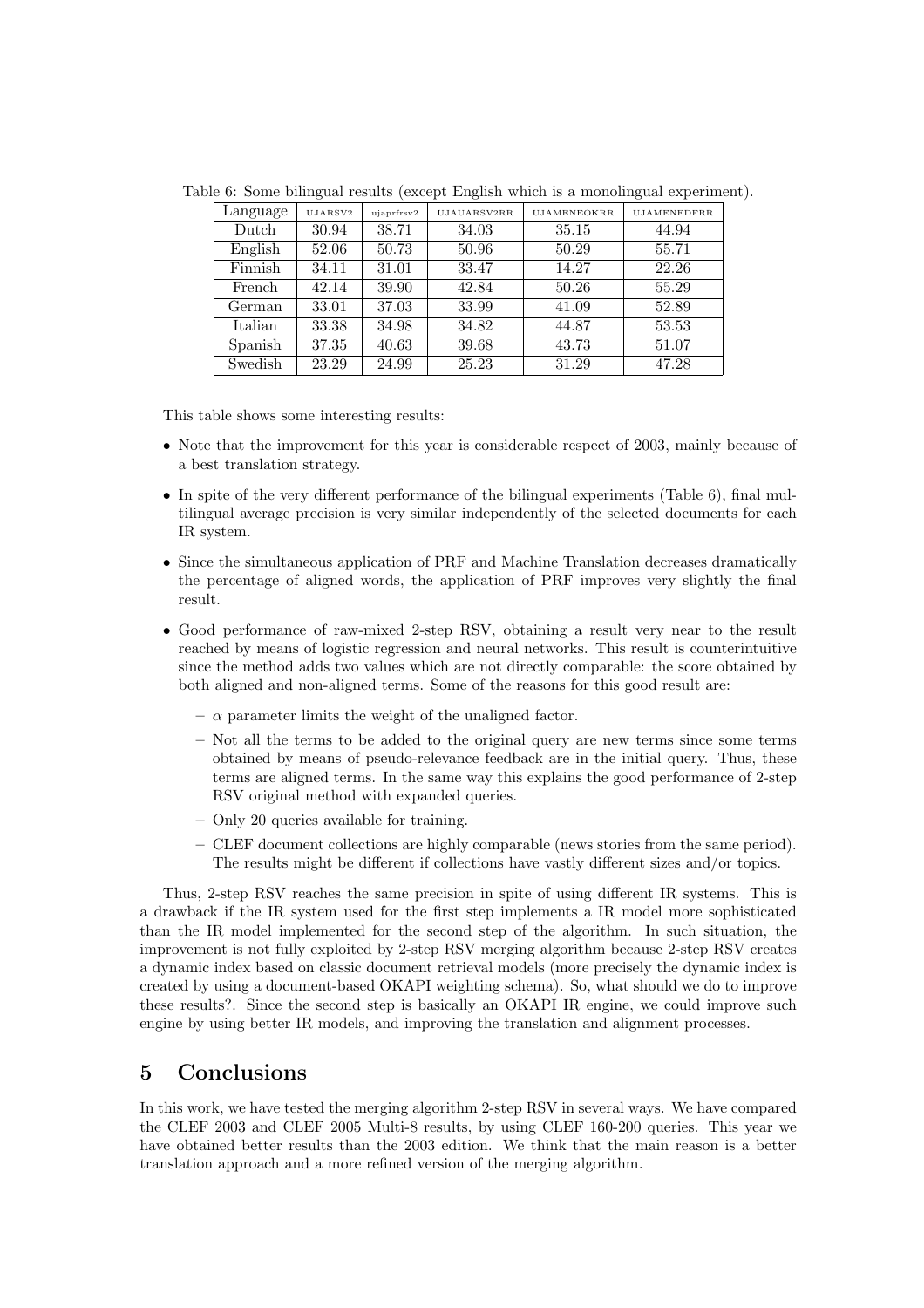Table 6: Some bilingual results (except English which is a monolingual experiment).

| Language | UJARSV2 | ujaprfrsv2 | UJAUARSV2RR | UJAMENEOKRR | UJAMENEDFRR |
|---|---|---|---|---|---|
| Dutch | 30.94 | 38.71 | 34.03 | 35.15 | 44.94 |
| English | 52.06 | 50.73 | 50.96 | 50.29 | 55.71 |
| Finnish | 34.11 | 31.01 | 33.47 | 14.27 | 22.26 |
| French | 42.14 | 39.90 | 42.84 | 50.26 | 55.29 |
| German | 33.01 | 37.03 | 33.99 | 41.09 | 52.89 |
| Italian | 33.38 | 34.98 | 34.82 | 44.87 | 53.53 |
| Spanish | 37.35 | 40.63 | 39.68 | 43.73 | 51.07 |
| Swedish | 23.29 | 24.99 | 25.23 | 31.29 | 47.28 |

This table shows some interesting results:

- Note that the improvement for this year is considerable respect of 2003, mainly because of a best translation strategy.
- In spite of the very different performance of the bilingual experiments (Table 6), final multilingual average precision is very similar independently of the selected documents for each IR system.
- Since the simultaneous application of PRF and Machine Translation decreases dramatically the percentage of aligned words, the application of PRF improves very slightly the final result.
- Good performance of raw-mixed 2-step RSV, obtaining a result very near to the result reached by means of logistic regression and neural networks. This result is counterintuitive since the method adds two values which are not directly comparable: the score obtained by both aligned and non-aligned terms. Some of the reasons for this good result are:
  - $\alpha$ parameter limits the weight of the unaligned factor.
  - Not all the terms to be added to the original query are new terms since some terms obtained by means of pseudo-relevance feedback are in the initial query. Thus, these terms are aligned terms. In the same way this explains the good performance of 2-step RSV original method with expanded queries.
  - Only 20 queries available for training.
  - CLEF document collections are highly comparable (news stories from the same period). The results might be different if collections have vastly different sizes and/or topics.

Thus, 2-step RSV reaches the same precision in spite of using different IR systems. This is a drawback if the IR system used for the first step implements a IR model more sophisticated than the IR model implemented for the second step of the algorithm. In such situation, the improvement is not fully exploited by 2-step RSV merging algorithm because 2-step RSV creates a dynamic index based on classic document retrieval models (more precisely the dynamic index is created by using a document-based OKAPI weighting schema). So, what should we do to improve these results?. Since the second step is basically an OKAPI IR engine, we could improve such engine by using better IR models, and improving the translation and alignment processes.

## 5 Conclusions

In this work, we have tested the merging algorithm 2-step RSV in several ways. We have compared the CLEF 2003 and CLEF 2005 Multi-8 results, by using CLEF 160-200 queries. This year we have obtained better results than the 2003 edition. We think that the main reason is a better translation approach and a more refined version of the merging algorithm.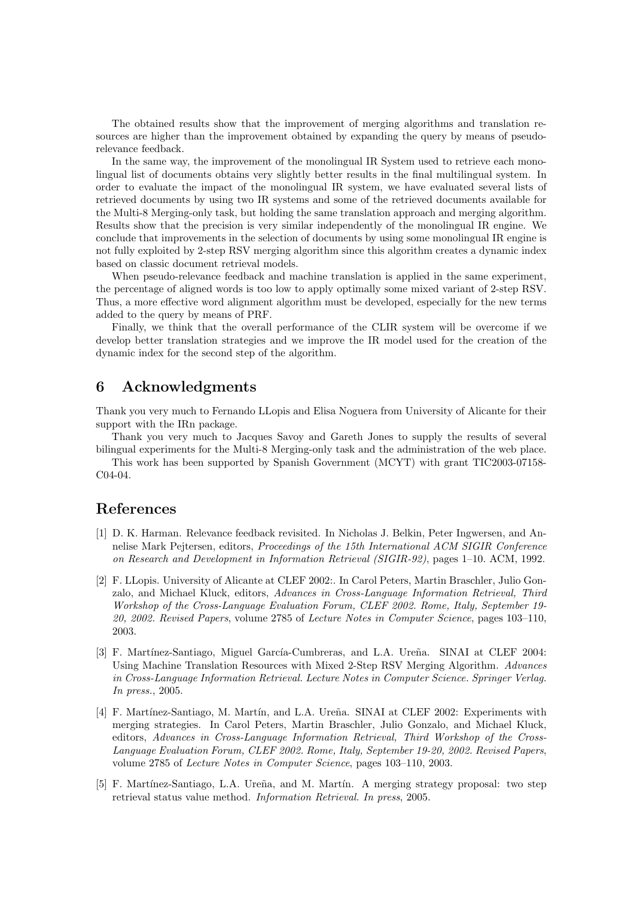The obtained results show that the improvement of merging algorithms and translation resources are higher than the improvement obtained by expanding the query by means of pseudo-relevance feedback.

In the same way, the improvement of the monolingual IR System used to retrieve each monolingual list of documents obtains very slightly better results in the final multilingual system. In order to evaluate the impact of the monolingual IR system, we have evaluated several lists of retrieved documents by using two IR systems and some of the retrieved documents available for the Multi-8 Merging-only task, but holding the same translation approach and merging algorithm. Results show that the precision is very similar independently of the monolingual IR engine. We conclude that improvements in the selection of documents by using some monolingual IR engine is not fully exploited by 2-step RSV merging algorithm since this algorithm creates a dynamic index based on classic document retrieval models.

When pseudo-relevance feedback and machine translation is applied in the same experiment, the percentage of aligned words is too low to apply optimally some mixed variant of 2-step RSV. Thus, a more effective word alignment algorithm must be developed, especially for the new terms added to the query by means of PRF.

Finally, we think that the overall performance of the CLIR system will be overcome if we develop better translation strategies and we improve the IR model used for the creation of the dynamic index for the second step of the algorithm.

## 6 Acknowledgments

Thank you very much to Fernando LLopis and Elisa Noguera from University of Alicante for their support with the IRn package.

Thank you very much to Jacques Savoy and Gareth Jones to supply the results of several bilingual experiments for the Multi-8 Merging-only task and the administration of the web place.

This work has been supported by Spanish Government (MCYT) with grant TIC2003-07158-C04-04.

## References

[1] D. K. Harman. Relevance feedback revisited. In Nicholas J. Belkin, Peter Ingwersen, and Annelise Mark Pejtersen, editors, *Proceedings of the 15th International ACM SIGIR Conference on Research and Development in Information Retrieval (SIGIR-92)*, pages 1–10. ACM, 1992.

[2] F. LLopis. University of Alicante at CLEF 2002:. In Carol Peters, Martin Braschler, Julio Gonzalo, and Michael Kluck, editors, *Advances in Cross-Language Information Retrieval, Third Workshop of the Cross-Language Evaluation Forum, CLEF 2002. Rome, Italy, September 19-20, 2002. Revised Papers*, volume 2785 of *Lecture Notes in Computer Science*, pages 103–110, 2003.

[3] F. Martínez-Santiago, Miguel García-Cumbreras, and L.A. Ureña. SINAI at CLEF 2004: Using Machine Translation Resources with Mixed 2-Step RSV Merging Algorithm. *Advances in Cross-Language Information Retrieval. Lecture Notes in Computer Science. Springer Verlag. In press.*, 2005.

[4] F. Martínez-Santiago, M. Martín, and L.A. Ureña. SINAI at CLEF 2002: Experiments with merging strategies. In Carol Peters, Martin Braschler, Julio Gonzalo, and Michael Kluck, editors, *Advances in Cross-Language Information Retrieval, Third Workshop of the Cross-Language Evaluation Forum, CLEF 2002. Rome, Italy, September 19-20, 2002. Revised Papers*, volume 2785 of *Lecture Notes in Computer Science*, pages 103–110, 2003.

[5] F. Martínez-Santiago, L.A. Ureña, and M. Martín. A merging strategy proposal: two step retrieval status value method. *Information Retrieval. In press*, 2005.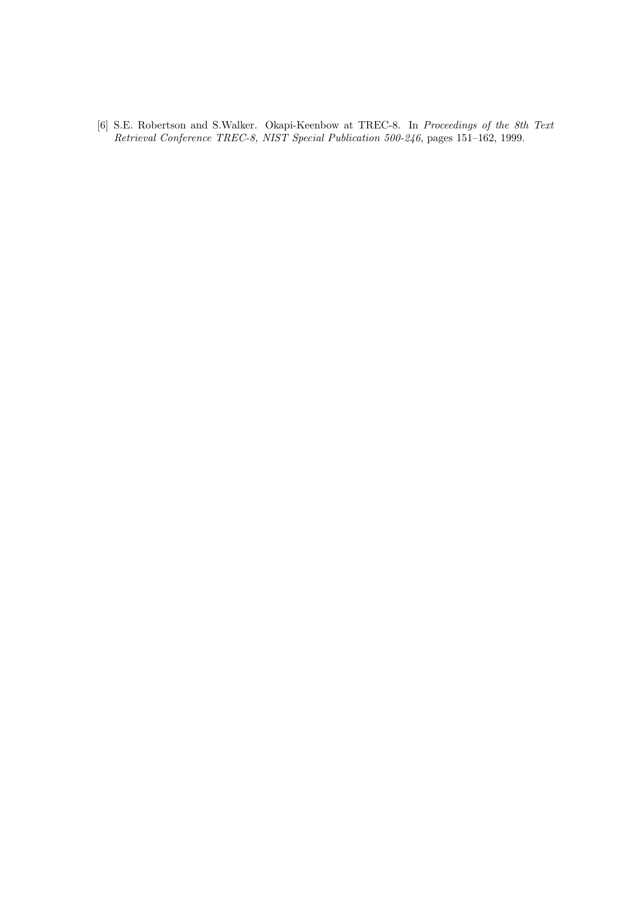[6] S.E. Robertson and S.Walker. Okapi-Keenbow at TREC-8. In *Proceedings of the 8th Text Retrieval Conference TREC-8, NIST Special Publication 500-246*, pages 151–162, 1999.